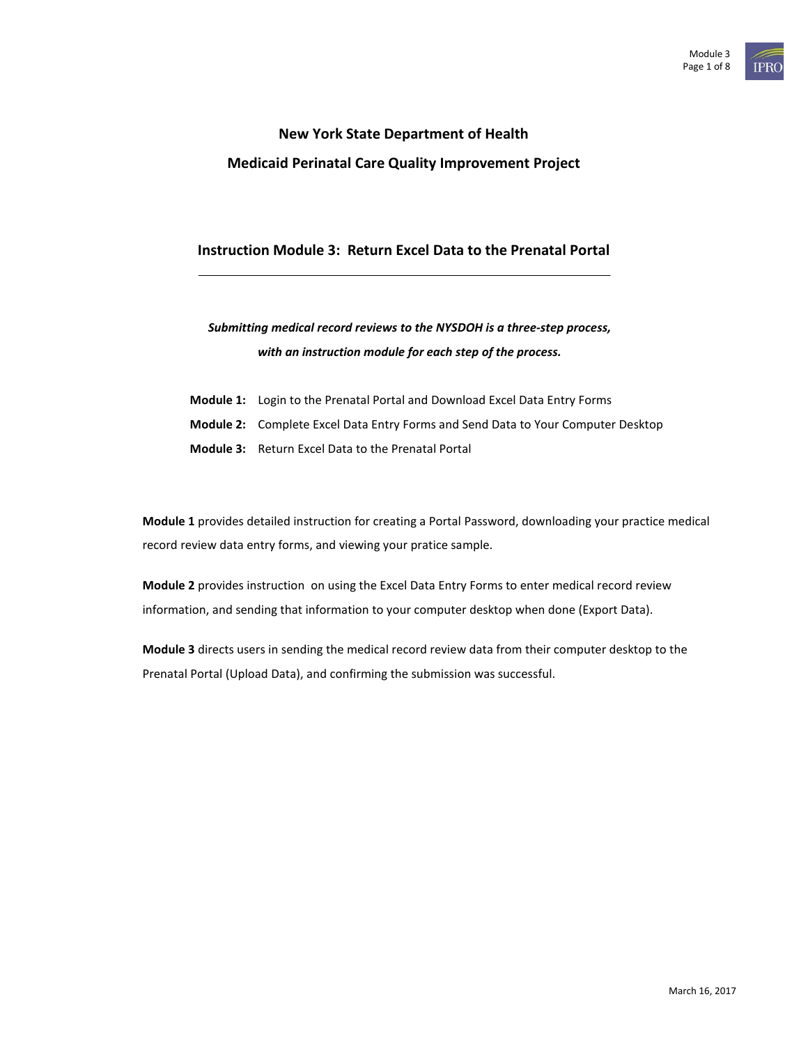# New York State Department of Health

## Medicaid Perinatal Care Quality Improvement Project

### Instruction Module 3: Return Excel Data to the Prenatal Portal

***Submitting medical record reviews to the NYSDOH is a three-step process, with an instruction module for each step of the process.***

**Module 1:** Login to the Prenatal Portal and Download Excel Data Entry Forms

**Module 2:** Complete Excel Data Entry Forms and Send Data to Your Computer Desktop

**Module 3:** Return Excel Data to the Prenatal Portal

**Module 1** provides detailed instruction for creating a Portal Password, downloading your practice medical record review data entry forms, and viewing your pratice sample.

**Module 2** provides instruction on using the Excel Data Entry Forms to enter medical record review information, and sending that information to your computer desktop when done (Export Data).

**Module 3** directs users in sending the medical record review data from their computer desktop to the Prenatal Portal (Upload Data), and confirming the submission was successful.

March 16, 2017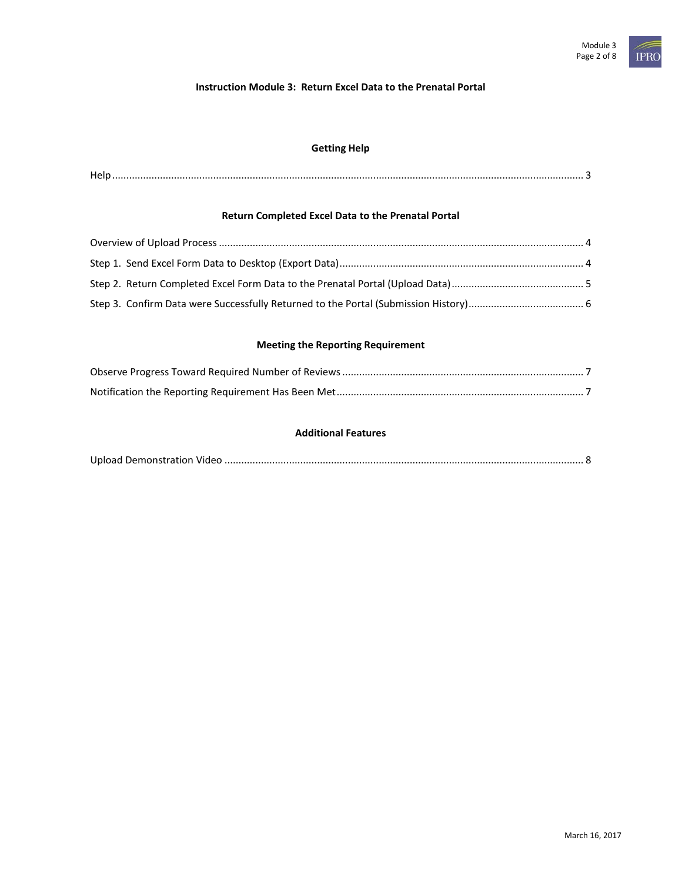# Instruction Module 3: Return Excel Data to the Prenatal Portal

## Getting Help

Help ........................................................................................................................................................ 3

## Return Completed Excel Data to the Prenatal Portal

Overview of Upload Process ................................................................................................................. 4

Step 1. Send Excel Form Data to Desktop (Export Data) ...................................................................................... 4

Step 2. Return Completed Excel Form Data to the Prenatal Portal (Upload Data) ............................................... 5

Step 3. Confirm Data were Successfully Returned to the Portal (Submission History) ......................................... 6

## Meeting the Reporting Requirement

Observe Progress Toward Required Number of Reviews ...................................................................................... 7

Notification the Reporting Requirement Has Been Met ........................................................................................ 7

## Additional Features

Upload Demonstration Video ............................................................................................................... 8

March 16, 2017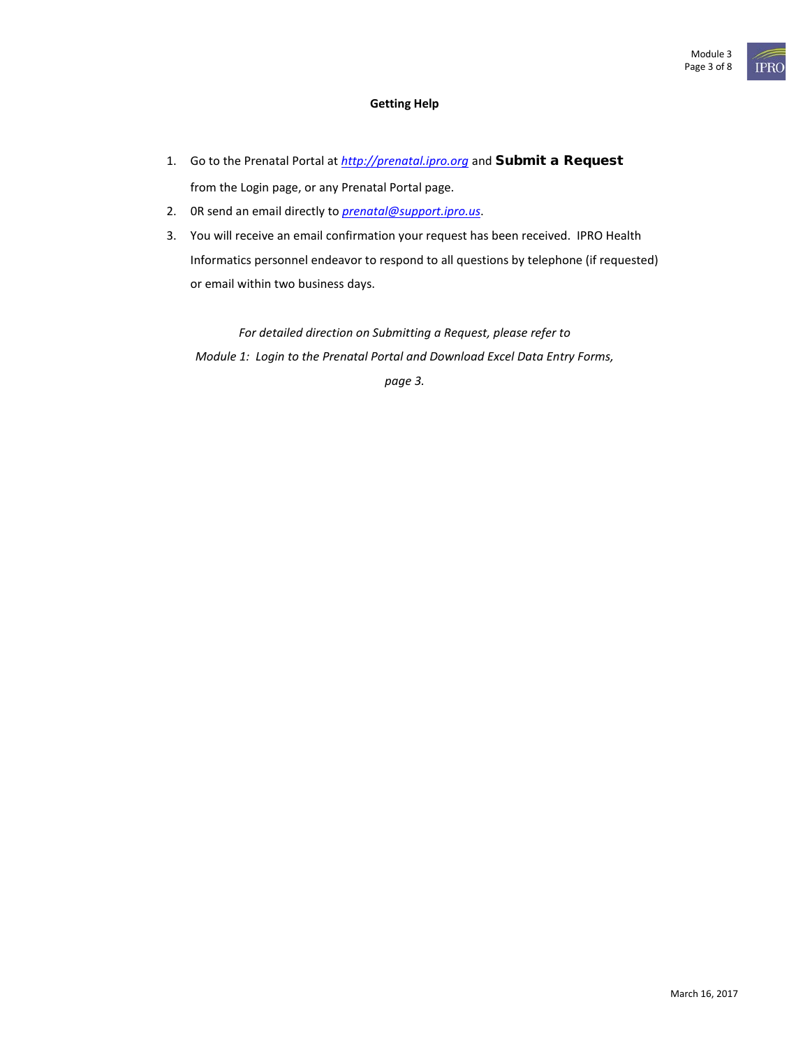## Getting Help

1. Go to the Prenatal Portal at *http://prenatal.ipro.org* and **Submit a Request** from the Login page, or any Prenatal Portal page.
2. 0R send an email directly to *prenatal@support.ipro.us*.
3. You will receive an email confirmation your request has been received. IPRO Health Informatics personnel endeavor to respond to all questions by telephone (if requested) or email within two business days.

*For detailed direction on Submitting a Request, please refer to Module 1: Login to the Prenatal Portal and Download Excel Data Entry Forms, page 3.*

March 16, 2017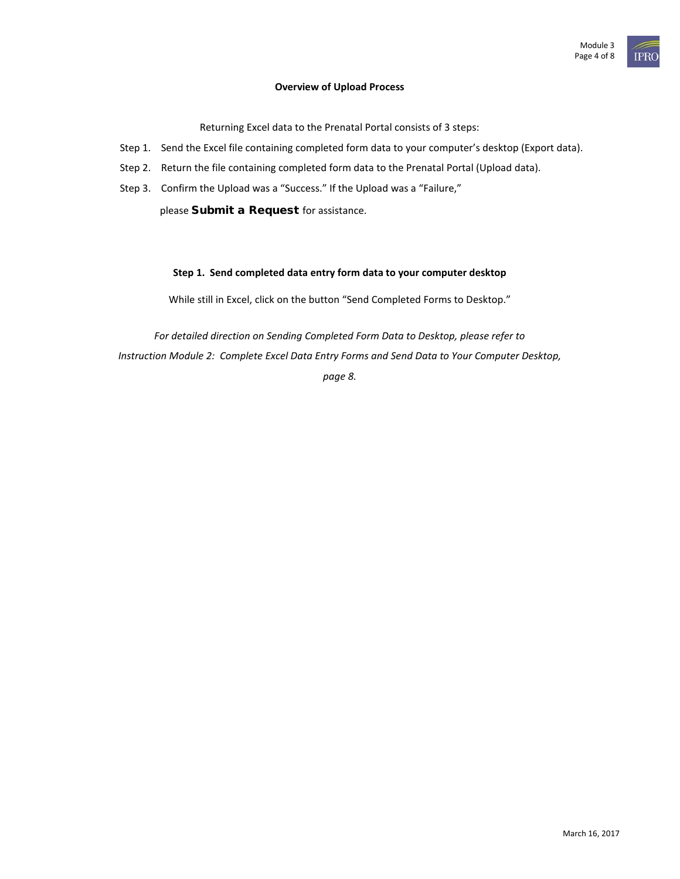## Overview of Upload Process

Returning Excel data to the Prenatal Portal consists of 3 steps:

Step 1. Send the Excel file containing completed form data to your computer's desktop (Export data).

Step 2. Return the file containing completed form data to the Prenatal Portal (Upload data).

Step 3. Confirm the Upload was a "Success." If the Upload was a "Failure," please **Submit a Request** for assistance.

### Step 1. Send completed data entry form data to your computer desktop

While still in Excel, click on the button "Send Completed Forms to Desktop."

*For detailed direction on Sending Completed Form Data to Desktop, please refer to Instruction Module 2: Complete Excel Data Entry Forms and Send Data to Your Computer Desktop, page 8.*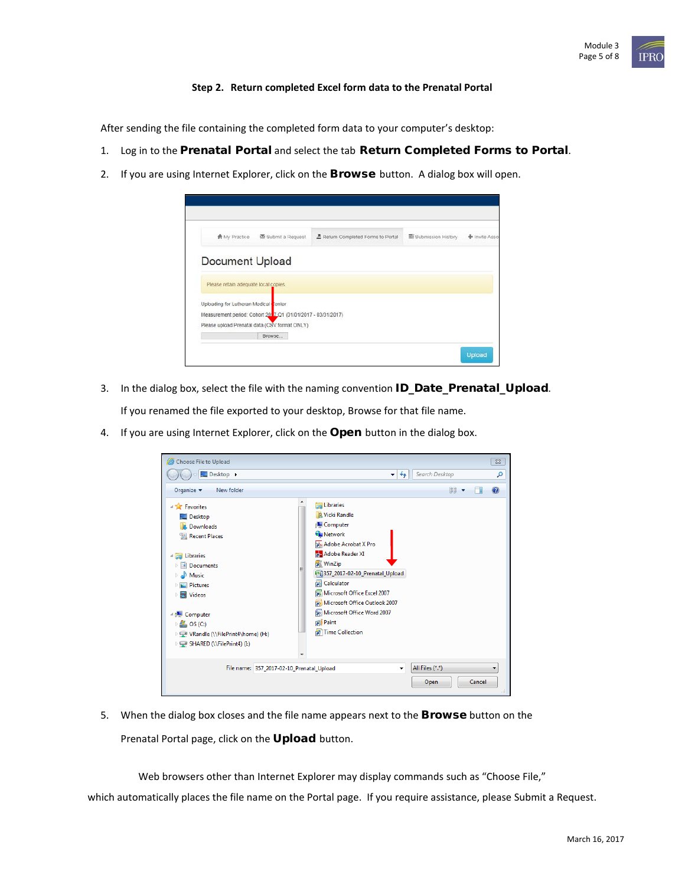**Step 2. Return completed Excel form data to the Prenatal Portal**

After sending the file containing the completed form data to your computer's desktop:

1. Log in to the **Prenatal Portal** and select the tab **Return Completed Forms to Portal**.
2. If you are using Internet Explorer, click on the **Browse** button. A dialog box will open.

3. In the dialog box, select the file with the naming convention **ID_Date_Prenatal_Upload**.

   If you renamed the file exported to your desktop, Browse for that file name.

4. If you are using Internet Explorer, click on the **Open** button in the dialog box.

5. When the dialog box closes and the file name appears next to the **Browse** button on the Prenatal Portal page, click on the **Upload** button.

Web browsers other than Internet Explorer may display commands such as "Choose File," which automatically places the file name on the Portal page. If you require assistance, please Submit a Request.

March 16, 2017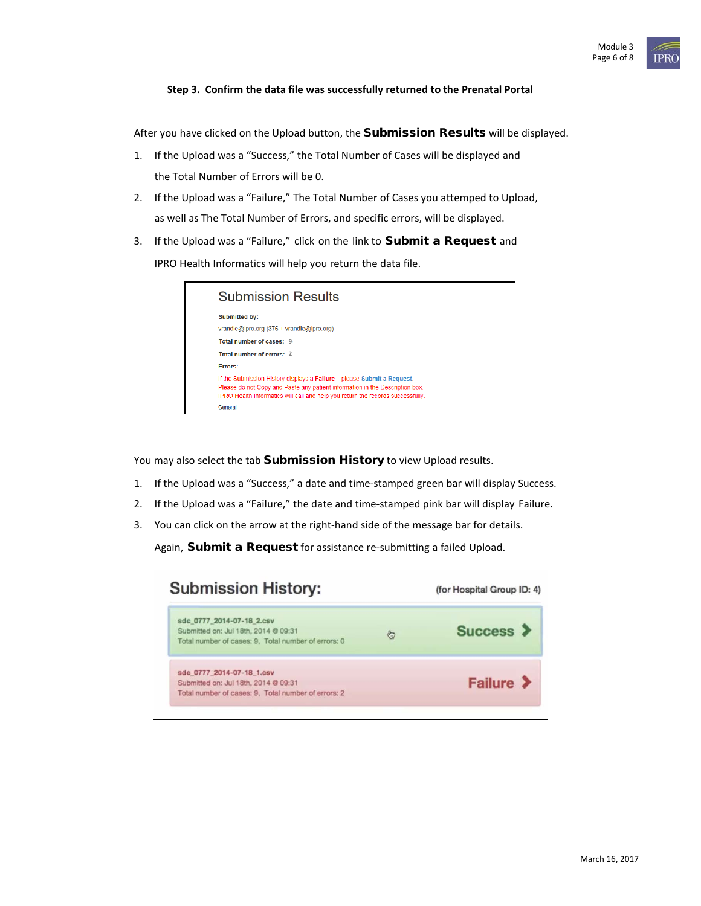**Step 3. Confirm the data file was successfully returned to the Prenatal Portal**

After you have clicked on the Upload button, the **Submission Results** will be displayed.

1. If the Upload was a "Success," the Total Number of Cases will be displayed and the Total Number of Errors will be 0.
2. If the Upload was a "Failure," The Total Number of Cases you attemped to Upload, as well as The Total Number of Errors, and specific errors, will be displayed.
3. If the Upload was a "Failure," click on the link to **Submit a Request** and IPRO Health Informatics will help you return the data file.

Submission Results

**Submitted by:**
vrandle@ipro.org (376 + vrandle@ipro.org)
**Total number of cases:** 9
**Total number of errors:** 2
**Errors:**
If the Submission History displays a **Failure** – please **Submit a Request**
Please do not Copy and Paste any patient information in the Description box
IPRO Health Informatics will call and help you return the records successfully.
General

You may also select the tab **Submission History** to view Upload results.

1. If the Upload was a "Success," a date and time-stamped green bar will display Success.
2. If the Upload was a "Failure," the date and time-stamped pink bar will display Failure.
3. You can click on the arrow at the right-hand side of the message bar for details. Again, **Submit a Request** for assistance re-submitting a failed Upload.

Submission History: (for Hospital Group ID: 4)

sdc_0777_2014-07-18_2.csv
Submitted on: Jul 18th, 2014 @ 09:31
Total number of cases: 9, Total number of errors: 0
Success

sdc_0777_2014-07-18_1.csv
Submitted on: Jul 18th, 2014 @ 09:31
Total number of cases: 9, Total number of errors: 2
Failure

March 16, 2017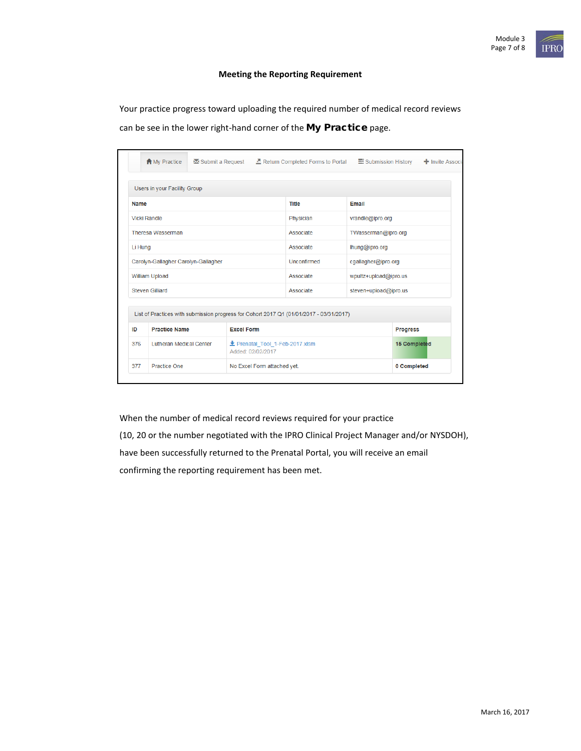### Meeting the Reporting Requirement

Your practice progress toward uploading the required number of medical record reviews can be see in the lower right-hand corner of the **My Practice** page.

My Practice | Submit a Request | Return Completed Forms to Portal | Submission History | Invite Associ

Users in your Facility Group

| Name | Title | Email |
|---|---|---|
| Vicki Randle | Physician | vrandle@ipro.org |
| Theresa Wasserman | Associate | TWasserman@ipro.org |
| Li Hung | Associate | lhung@ipro.org |
| Carolyn-Gallagher Carolyn-Gallagher | Unconfirmed | cgallagher@ipro.org |
| William Upload | Associate | wpultz+upload@ipro.us |
| Steven Gilliard | Associate | steven+upload@ipro.us |

List of Practices with submission progress for Cohort 2017 Q1 (01/01/2017 - 03/31/2017)

| ID | Practice Name | Excel Form | Progress |
|---|---|---|---|
| 376 | Lutheran Medical Center | Prenatal_Tool_1-Feb-2017.xlsm Added: 02/02/2017 | 15 Completed |
| 377 | Practice One | No Excel Form attached yet. | 0 Completed |

When the number of medical record reviews required for your practice (10, 20 or the number negotiated with the IPRO Clinical Project Manager and/or NYSDOH), have been successfully returned to the Prenatal Portal, you will receive an email confirming the reporting requirement has been met.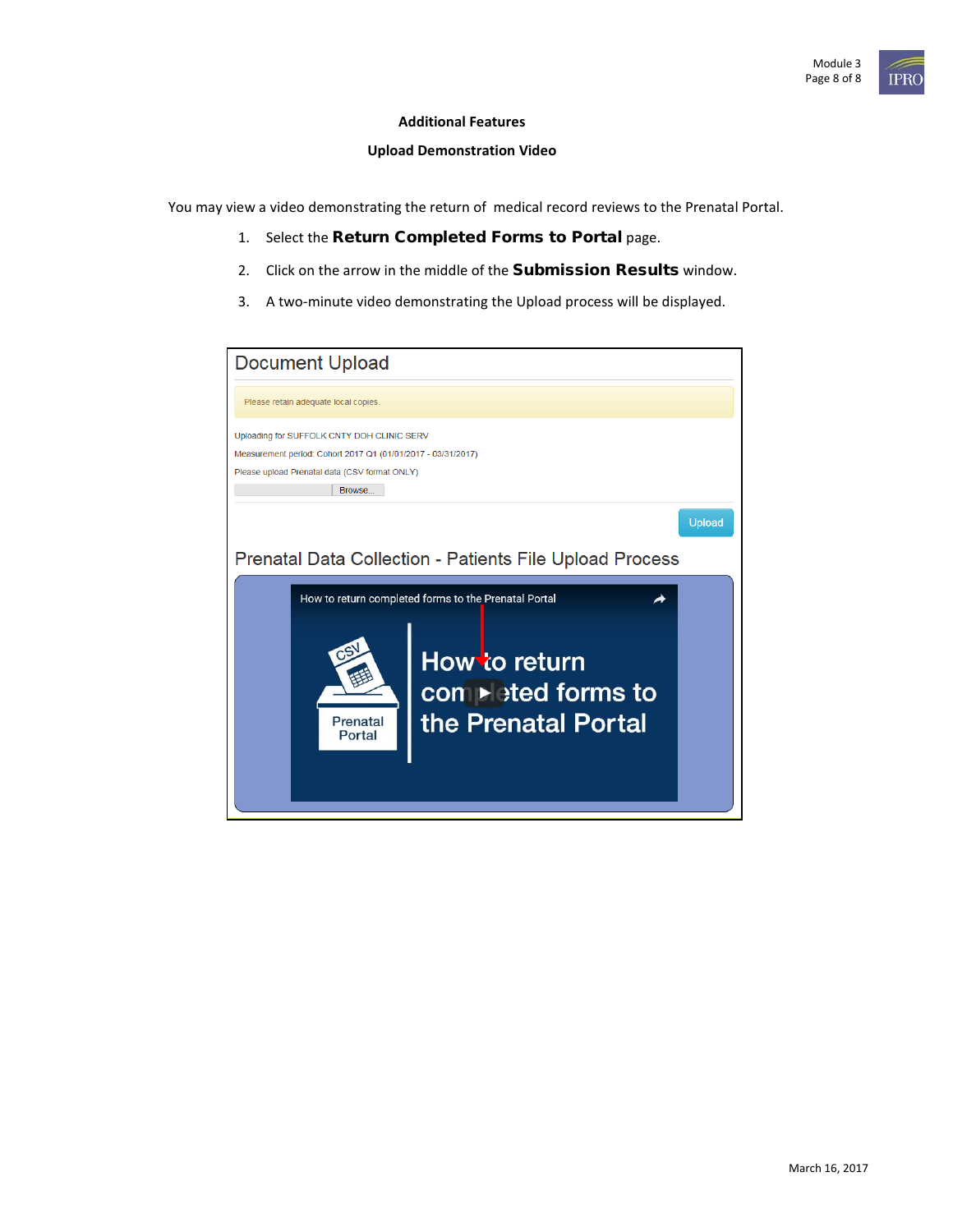**Additional Features**

**Upload Demonstration Video**

You may view a video demonstrating the return of medical record reviews to the Prenatal Portal.

1. Select the **Return Completed Forms to Portal** page.
2. Click on the arrow in the middle of the **Submission Results** window.
3. A two-minute video demonstrating the Upload process will be displayed.

Document Upload

Please retain adequate local copies.

Uploading for SUFFOLK CNTY DOH CLINIC SERV

Measurement period: Cohort 2017 Q1 (01/01/2017 - 03/31/2017)

Please upload Prenatal data (CSV format ONLY)

Browse...

Upload

Prenatal Data Collection - Patients File Upload Process

How to return completed forms to the Prenatal Portal

CSV

Prenatal Portal

How to return completed forms to the Prenatal Portal

March 16, 2017